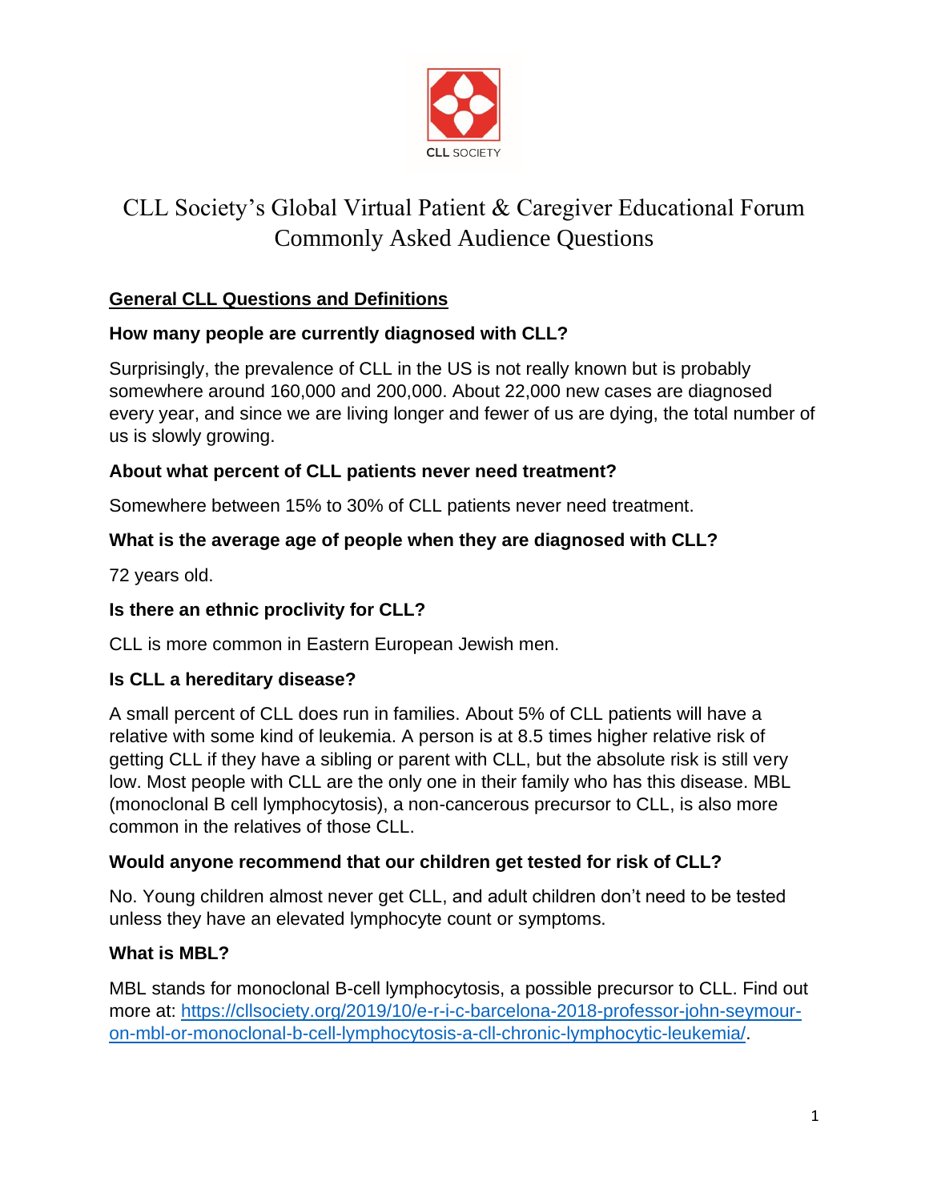# CLL Society's Global Virtual Patient & Caregiver Educational Forum Commonly Asked Audience Questions

## General CLL Questions and Definitions

### How many people are currently diagnosed with CLL?

Surprisingly, the prevalence of CLL in the US is not really known but is probably somewhere around 160,000 and 200,000. About 22,000 new cases are diagnosed every year, and since we are living longer and fewer of us are dying, the total number of us is slowly growing.

### About what percent of CLL patients never need treatment?

Somewhere between 15% to 30% of CLL patients never need treatment.

### What is the average age of people when they are diagnosed with CLL?

72 years old.

### Is there an ethnic proclivity for CLL?

CLL is more common in Eastern European Jewish men.

### Is CLL a hereditary disease?

A small percent of CLL does run in families. About 5% of CLL patients will have a relative with some kind of leukemia. A person is at 8.5 times higher relative risk of getting CLL if they have a sibling or parent with CLL, but the absolute risk is still very low. Most people with CLL are the only one in their family who has this disease. MBL (monoclonal B cell lymphocytosis), a non-cancerous precursor to CLL, is also more common in the relatives of those CLL.

### Would anyone recommend that our children get tested for risk of CLL?

No. Young children almost never get CLL, and adult children don't need to be tested unless they have an elevated lymphocyte count or symptoms.

### What is MBL?

MBL stands for monoclonal B-cell lymphocytosis, a possible precursor to CLL. Find out more at: [https://cllsociety.org/2019/10/e-r-i-c-barcelona-2018-professor-john-seymour-on-mbl-or-monoclonal-b-cell-lymphocytosis-a-cll-chronic-lymphocytic-leukemia/](https://cllsociety.org/2019/10/e-r-i-c-barcelona-2018-professor-john-seymour-on-mbl-or-monoclonal-b-cell-lymphocytosis-a-cll-chronic-lymphocytic-leukemia/).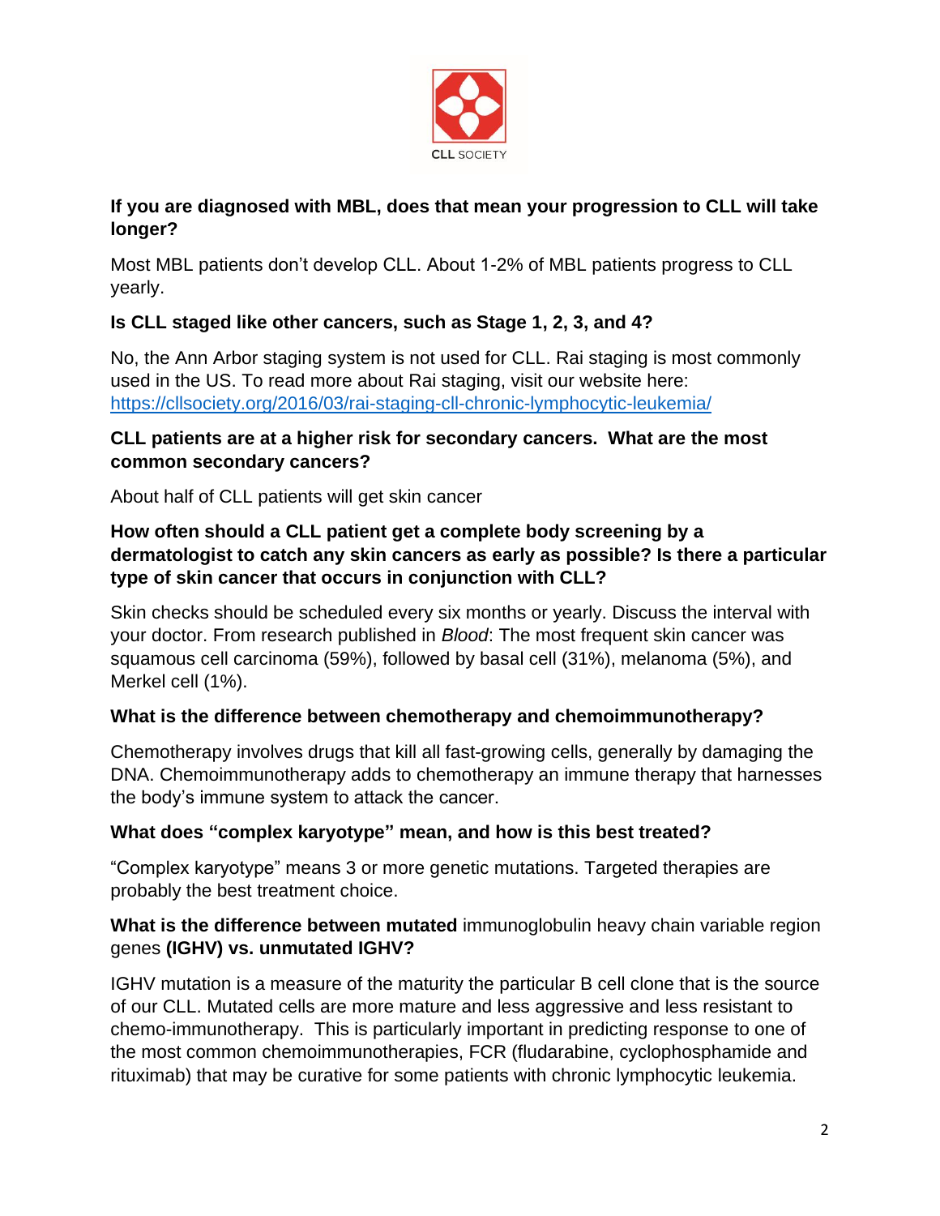**If you are diagnosed with MBL, does that mean your progression to CLL will take longer?**

Most MBL patients don't develop CLL. About 1-2% of MBL patients progress to CLL yearly.

**Is CLL staged like other cancers, such as Stage 1, 2, 3, and 4?**

No, the Ann Arbor staging system is not used for CLL. Rai staging is most commonly used in the US. To read more about Rai staging, visit our website here: https://cllsociety.org/2016/03/rai-staging-cll-chronic-lymphocytic-leukemia/

**CLL patients are at a higher risk for secondary cancers. What are the most common secondary cancers?**

About half of CLL patients will get skin cancer

**How often should a CLL patient get a complete body screening by a dermatologist to catch any skin cancers as early as possible? Is there a particular type of skin cancer that occurs in conjunction with CLL?**

Skin checks should be scheduled every six months or yearly. Discuss the interval with your doctor. From research published in *Blood*: The most frequent skin cancer was squamous cell carcinoma (59%), followed by basal cell (31%), melanoma (5%), and Merkel cell (1%).

**What is the difference between chemotherapy and chemoimmunotherapy?**

Chemotherapy involves drugs that kill all fast-growing cells, generally by damaging the DNA. Chemoimmunotherapy adds to chemotherapy an immune therapy that harnesses the body's immune system to attack the cancer.

**What does "complex karyotype" mean, and how is this best treated?**

"Complex karyotype" means 3 or more genetic mutations. Targeted therapies are probably the best treatment choice.

**What is the difference between mutated** immunoglobulin heavy chain variable region genes **(IGHV) vs. unmutated IGHV?**

IGHV mutation is a measure of the maturity the particular B cell clone that is the source of our CLL. Mutated cells are more mature and less aggressive and less resistant to chemo-immunotherapy. This is particularly important in predicting response to one of the most common chemoimmunotherapies, FCR (fludarabine, cyclophosphamide and rituximab) that may be curative for some patients with chronic lymphocytic leukemia.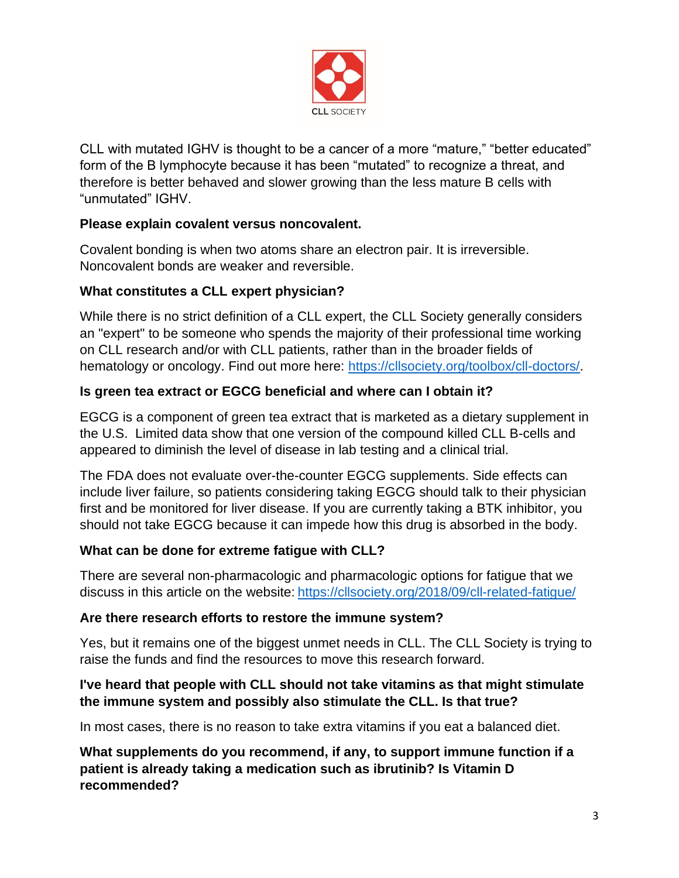CLL with mutated IGHV is thought to be a cancer of a more "mature," "better educated" form of the B lymphocyte because it has been "mutated" to recognize a threat, and therefore is better behaved and slower growing than the less mature B cells with "unmutated" IGHV.

**Please explain covalent versus noncovalent.**

Covalent bonding is when two atoms share an electron pair. It is irreversible. Noncovalent bonds are weaker and reversible.

**What constitutes a CLL expert physician?**

While there is no strict definition of a CLL expert, the CLL Society generally considers an "expert" to be someone who spends the majority of their professional time working on CLL research and/or with CLL patients, rather than in the broader fields of hematology or oncology. Find out more here: [https://cllsociety.org/toolbox/cll-doctors/](https://cllsociety.org/toolbox/cll-doctors/).

**Is green tea extract or EGCG beneficial and where can I obtain it?**

EGCG is a component of green tea extract that is marketed as a dietary supplement in the U.S. Limited data show that one version of the compound killed CLL B-cells and appeared to diminish the level of disease in lab testing and a clinical trial.

The FDA does not evaluate over-the-counter EGCG supplements. Side effects can include liver failure, so patients considering taking EGCG should talk to their physician first and be monitored for liver disease. If you are currently taking a BTK inhibitor, you should not take EGCG because it can impede how this drug is absorbed in the body.

**What can be done for extreme fatigue with CLL?**

There are several non-pharmacologic and pharmacologic options for fatigue that we discuss in this article on the website: [https://cllsociety.org/2018/09/cll-related-fatigue/](https://cllsociety.org/2018/09/cll-related-fatigue/)

**Are there research efforts to restore the immune system?**

Yes, but it remains one of the biggest unmet needs in CLL. The CLL Society is trying to raise the funds and find the resources to move this research forward.

**I've heard that people with CLL should not take vitamins as that might stimulate the immune system and possibly also stimulate the CLL. Is that true?**

In most cases, there is no reason to take extra vitamins if you eat a balanced diet.

**What supplements do you recommend, if any, to support immune function if a patient is already taking a medication such as ibrutinib? Is Vitamin D recommended?**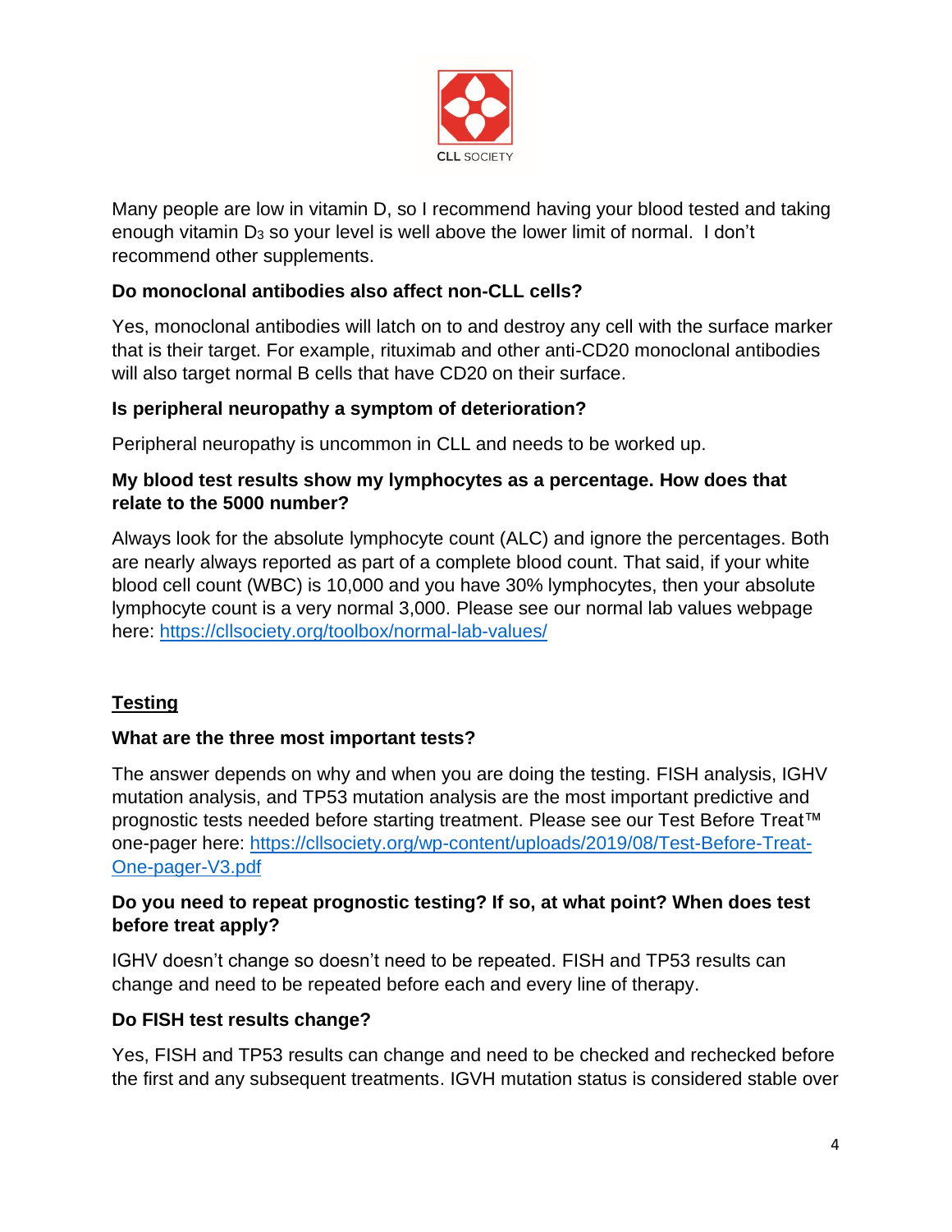Many people are low in vitamin D, so I recommend having your blood tested and taking enough vitamin $D_3$ so your level is well above the lower limit of normal. I don't recommend other supplements.

**Do monoclonal antibodies also affect non-CLL cells?**

Yes, monoclonal antibodies will latch on to and destroy any cell with the surface marker that is their target. For example, rituximab and other anti-CD20 monoclonal antibodies will also target normal B cells that have CD20 on their surface.

**Is peripheral neuropathy a symptom of deterioration?**

Peripheral neuropathy is uncommon in CLL and needs to be worked up.

**My blood test results show my lymphocytes as a percentage. How does that relate to the 5000 number?**

Always look for the absolute lymphocyte count (ALC) and ignore the percentages. Both are nearly always reported as part of a complete blood count. That said, if your white blood cell count (WBC) is 10,000 and you have 30% lymphocytes, then your absolute lymphocyte count is a very normal 3,000. Please see our normal lab values webpage here: https://cllsociety.org/toolbox/normal-lab-values/

## Testing

**What are the three most important tests?**

The answer depends on why and when you are doing the testing. FISH analysis, IGHV mutation analysis, and TP53 mutation analysis are the most important predictive and prognostic tests needed before starting treatment. Please see our Test Before Treat™ one-pager here: https://cllsociety.org/wp-content/uploads/2019/08/Test-Before-Treat-One-pager-V3.pdf

**Do you need to repeat prognostic testing? If so, at what point? When does test before treat apply?**

IGHV doesn't change so doesn't need to be repeated. FISH and TP53 results can change and need to be repeated before each and every line of therapy.

**Do FISH test results change?**

Yes, FISH and TP53 results can change and need to be checked and rechecked before the first and any subsequent treatments. IGVH mutation status is considered stable over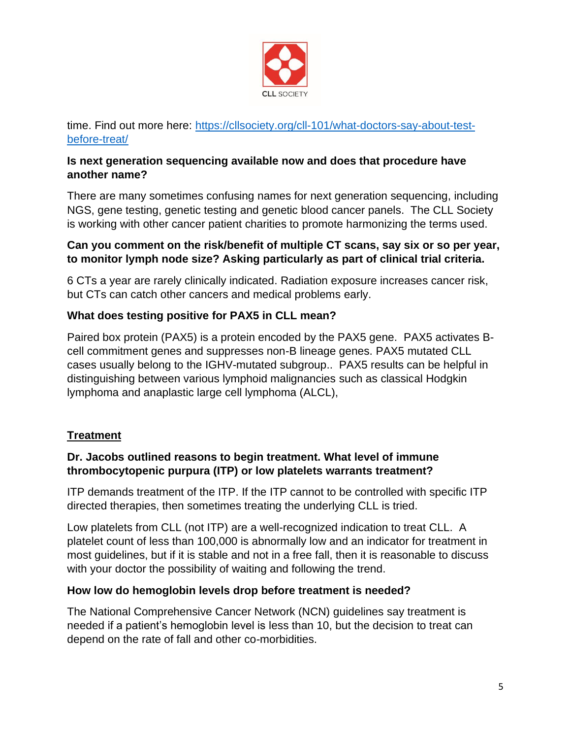time. Find out more here: [https://cllsociety.org/cll-101/what-doctors-say-about-test-before-treat/](https://cllsociety.org/cll-101/what-doctors-say-about-test-before-treat/)

**Is next generation sequencing available now and does that procedure have another name?**

There are many sometimes confusing names for next generation sequencing, including NGS, gene testing, genetic testing and genetic blood cancer panels. The CLL Society is working with other cancer patient charities to promote harmonizing the terms used.

**Can you comment on the risk/benefit of multiple CT scans, say six or so per year, to monitor lymph node size? Asking particularly as part of clinical trial criteria.**

6 CTs a year are rarely clinically indicated. Radiation exposure increases cancer risk, but CTs can catch other cancers and medical problems early.

**What does testing positive for PAX5 in CLL mean?**

Paired box protein (PAX5) is a protein encoded by the PAX5 gene. PAX5 activates B-cell commitment genes and suppresses non-B lineage genes. PAX5 mutated CLL cases usually belong to the IGHV-mutated subgroup.. PAX5 results can be helpful in distinguishing between various lymphoid malignancies such as classical Hodgkin lymphoma and anaplastic large cell lymphoma (ALCL),

## Treatment

**Dr. Jacobs outlined reasons to begin treatment. What level of immune thrombocytopenic purpura (ITP) or low platelets warrants treatment?**

ITP demands treatment of the ITP. If the ITP cannot to be controlled with specific ITP directed therapies, then sometimes treating the underlying CLL is tried.

Low platelets from CLL (not ITP) are a well-recognized indication to treat CLL. A platelet count of less than 100,000 is abnormally low and an indicator for treatment in most guidelines, but if it is stable and not in a free fall, then it is reasonable to discuss with your doctor the possibility of waiting and following the trend.

**How low do hemoglobin levels drop before treatment is needed?**

The National Comprehensive Cancer Network (NCN) guidelines say treatment is needed if a patient's hemoglobin level is less than 10, but the decision to treat can depend on the rate of fall and other co-morbidities.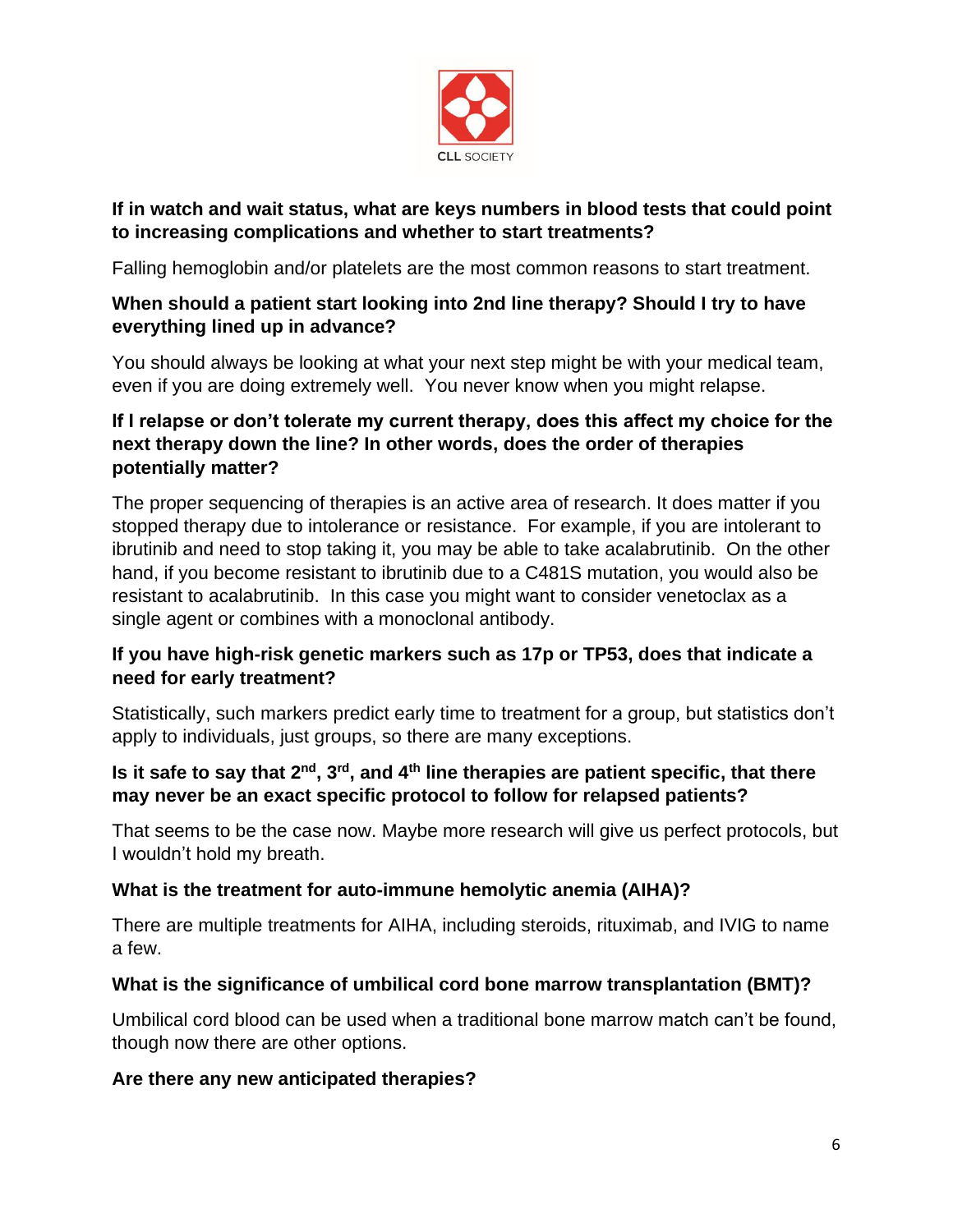**If in watch and wait status, what are keys numbers in blood tests that could point to increasing complications and whether to start treatments?**

Falling hemoglobin and/or platelets are the most common reasons to start treatment.

**When should a patient start looking into 2nd line therapy? Should I try to have everything lined up in advance?**

You should always be looking at what your next step might be with your medical team, even if you are doing extremely well. You never know when you might relapse.

**If I relapse or don't tolerate my current therapy, does this affect my choice for the next therapy down the line? In other words, does the order of therapies potentially matter?**

The proper sequencing of therapies is an active area of research. It does matter if you stopped therapy due to intolerance or resistance. For example, if you are intolerant to ibrutinib and need to stop taking it, you may be able to take acalabrutinib. On the other hand, if you become resistant to ibrutinib due to a C481S mutation, you would also be resistant to acalabrutinib. In this case you might want to consider venetoclax as a single agent or combines with a monoclonal antibody.

**If you have high-risk genetic markers such as 17p or TP53, does that indicate a need for early treatment?**

Statistically, such markers predict early time to treatment for a group, but statistics don't apply to individuals, just groups, so there are many exceptions.

**Is it safe to say that 2nd, 3rd, and 4th line therapies are patient specific, that there may never be an exact specific protocol to follow for relapsed patients?**

That seems to be the case now. Maybe more research will give us perfect protocols, but I wouldn't hold my breath.

**What is the treatment for auto-immune hemolytic anemia (AIHA)?**

There are multiple treatments for AIHA, including steroids, rituximab, and IVIG to name a few.

**What is the significance of umbilical cord bone marrow transplantation (BMT)?**

Umbilical cord blood can be used when a traditional bone marrow match can't be found, though now there are other options.

**Are there any new anticipated therapies?**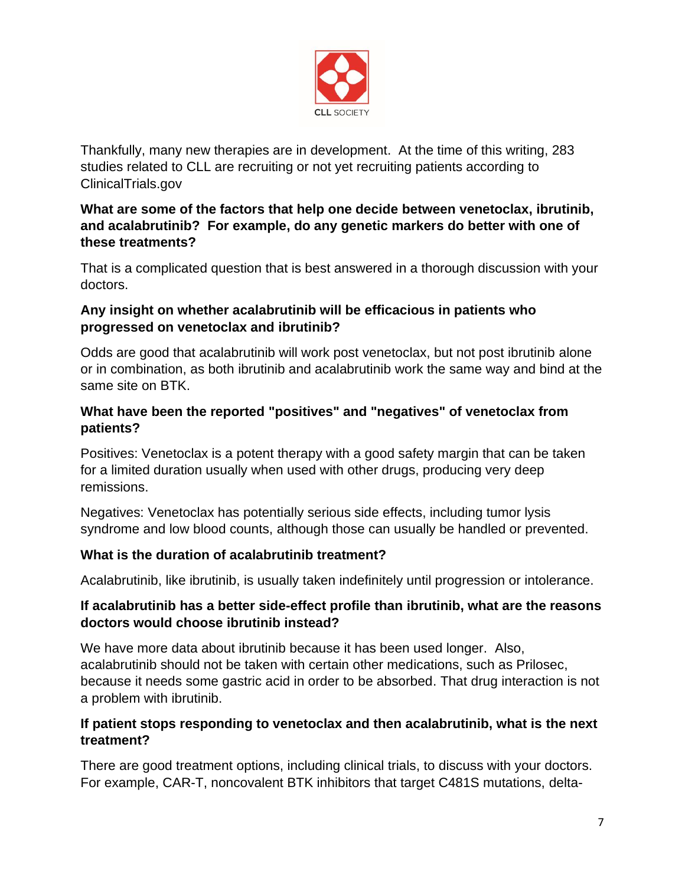Thankfully, many new therapies are in development. At the time of this writing, 283 studies related to CLL are recruiting or not yet recruiting patients according to ClinicalTrials.gov

**What are some of the factors that help one decide between venetoclax, ibrutinib, and acalabrutinib? For example, do any genetic markers do better with one of these treatments?**

That is a complicated question that is best answered in a thorough discussion with your doctors.

**Any insight on whether acalabrutinib will be efficacious in patients who progressed on venetoclax and ibrutinib?**

Odds are good that acalabrutinib will work post venetoclax, but not post ibrutinib alone or in combination, as both ibrutinib and acalabrutinib work the same way and bind at the same site on BTK.

**What have been the reported "positives" and "negatives" of venetoclax from patients?**

Positives: Venetoclax is a potent therapy with a good safety margin that can be taken for a limited duration usually when used with other drugs, producing very deep remissions.

Negatives: Venetoclax has potentially serious side effects, including tumor lysis syndrome and low blood counts, although those can usually be handled or prevented.

**What is the duration of acalabrutinib treatment?**

Acalabrutinib, like ibrutinib, is usually taken indefinitely until progression or intolerance.

**If acalabrutinib has a better side-effect profile than ibrutinib, what are the reasons doctors would choose ibrutinib instead?**

We have more data about ibrutinib because it has been used longer. Also, acalabrutinib should not be taken with certain other medications, such as Prilosec, because it needs some gastric acid in order to be absorbed. That drug interaction is not a problem with ibrutinib.

**If patient stops responding to venetoclax and then acalabrutinib, what is the next treatment?**

There are good treatment options, including clinical trials, to discuss with your doctors. For example, CAR-T, noncovalent BTK inhibitors that target C481S mutations, delta-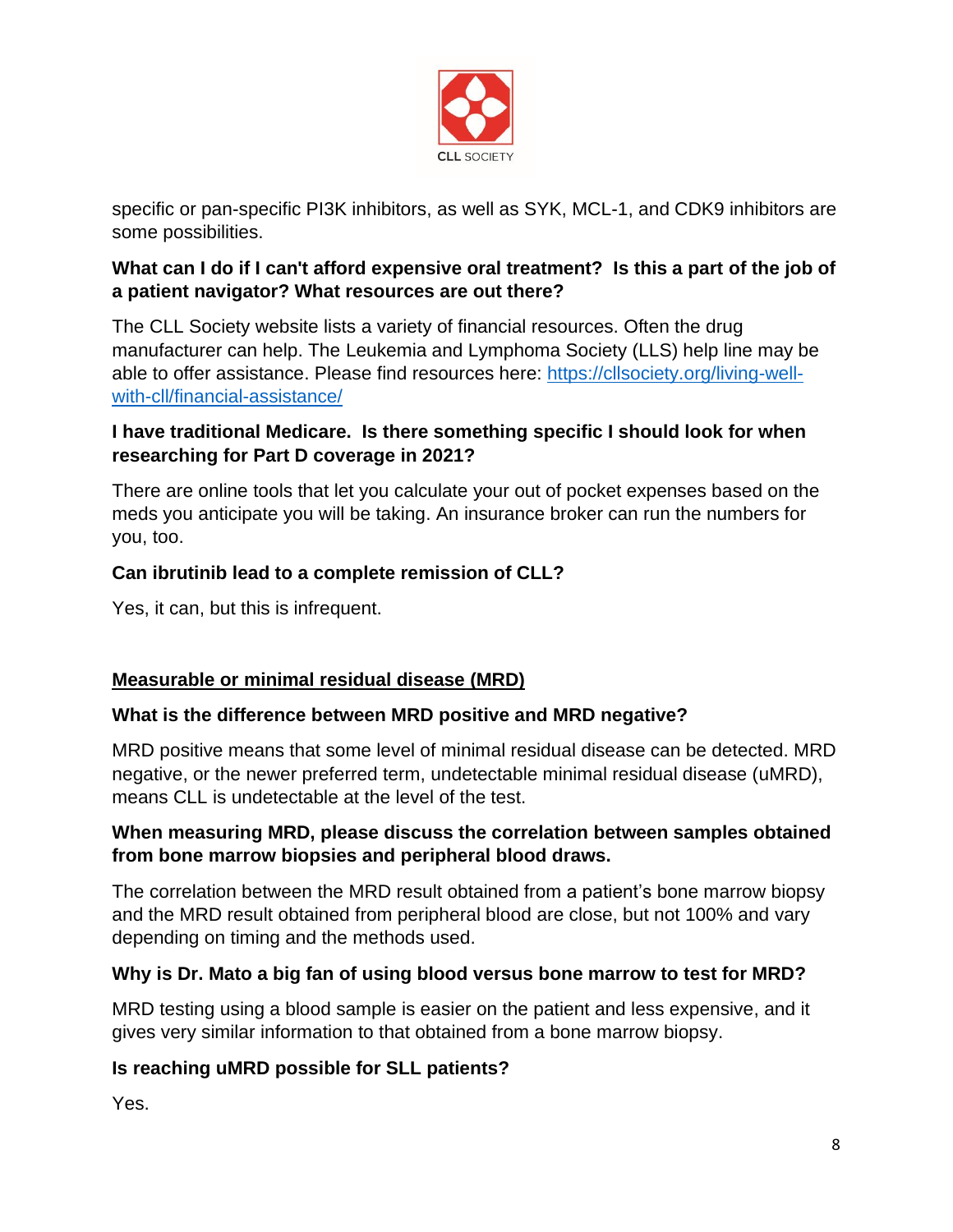specific or pan-specific PI3K inhibitors, as well as SYK, MCL-1, and CDK9 inhibitors are some possibilities.

**What can I do if I can't afford expensive oral treatment? Is this a part of the job of a patient navigator? What resources are out there?**

The CLL Society website lists a variety of financial resources. Often the drug manufacturer can help. The Leukemia and Lymphoma Society (LLS) help line may be able to offer assistance. Please find resources here: [https://cllsociety.org/living-well-with-cll/financial-assistance/](https://cllsociety.org/living-well-with-cll/financial-assistance/)

**I have traditional Medicare. Is there something specific I should look for when researching for Part D coverage in 2021?**

There are online tools that let you calculate your out of pocket expenses based on the meds you anticipate you will be taking. An insurance broker can run the numbers for you, too.

**Can ibrutinib lead to a complete remission of CLL?**

Yes, it can, but this is infrequent.

## Measurable or minimal residual disease (MRD)

**What is the difference between MRD positive and MRD negative?**

MRD positive means that some level of minimal residual disease can be detected. MRD negative, or the newer preferred term, undetectable minimal residual disease (uMRD), means CLL is undetectable at the level of the test.

**When measuring MRD, please discuss the correlation between samples obtained from bone marrow biopsies and peripheral blood draws.**

The correlation between the MRD result obtained from a patient's bone marrow biopsy and the MRD result obtained from peripheral blood are close, but not 100% and vary depending on timing and the methods used.

**Why is Dr. Mato a big fan of using blood versus bone marrow to test for MRD?**

MRD testing using a blood sample is easier on the patient and less expensive, and it gives very similar information to that obtained from a bone marrow biopsy.

**Is reaching uMRD possible for SLL patients?**

Yes.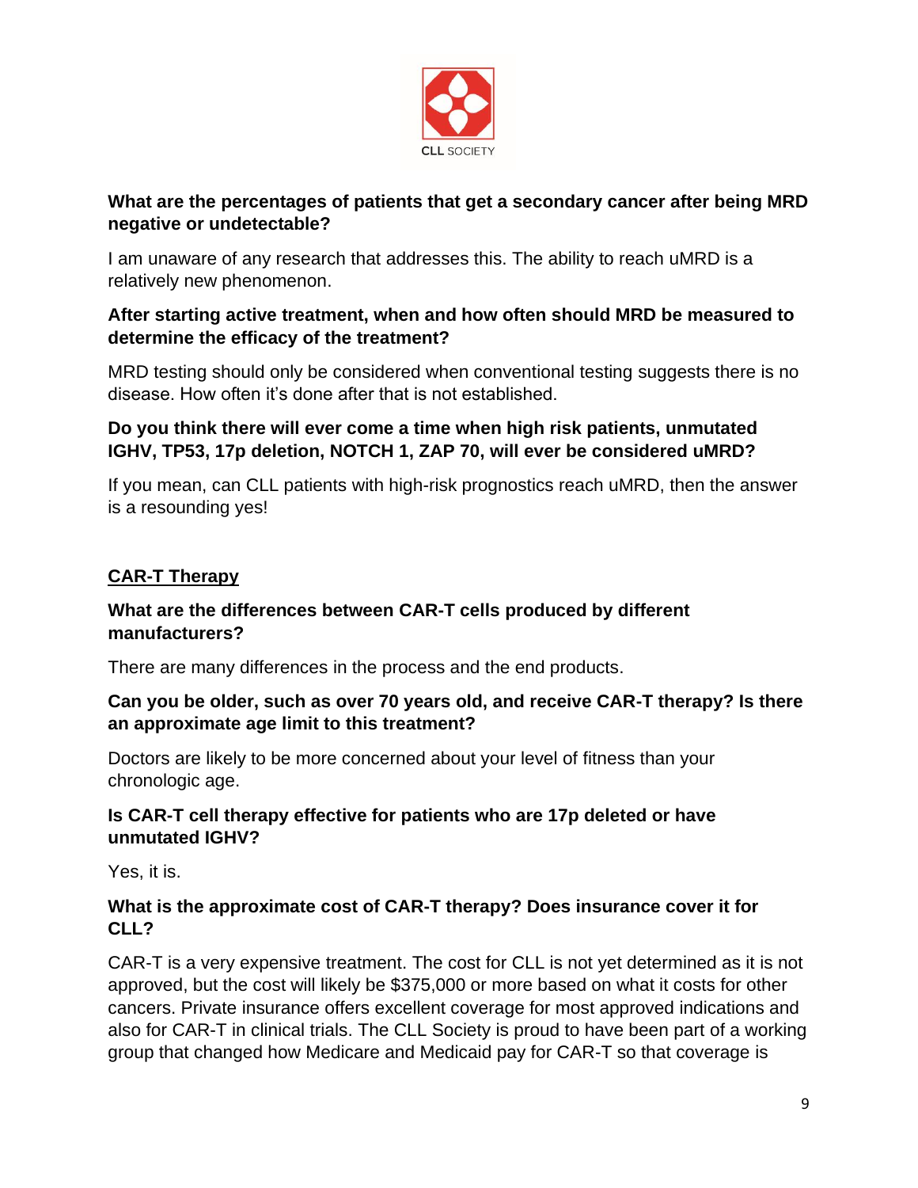**What are the percentages of patients that get a secondary cancer after being MRD negative or undetectable?**

I am unaware of any research that addresses this. The ability to reach uMRD is a relatively new phenomenon.

**After starting active treatment, when and how often should MRD be measured to determine the efficacy of the treatment?**

MRD testing should only be considered when conventional testing suggests there is no disease. How often it's done after that is not established.

**Do you think there will ever come a time when high risk patients, unmutated IGHV, TP53, 17p deletion, NOTCH 1, ZAP 70, will ever be considered uMRD?**

If you mean, can CLL patients with high-risk prognostics reach uMRD, then the answer is a resounding yes!

## CAR-T Therapy

**What are the differences between CAR-T cells produced by different manufacturers?**

There are many differences in the process and the end products.

**Can you be older, such as over 70 years old, and receive CAR-T therapy? Is there an approximate age limit to this treatment?**

Doctors are likely to be more concerned about your level of fitness than your chronologic age.

**Is CAR-T cell therapy effective for patients who are 17p deleted or have unmutated IGHV?**

Yes, it is.

**What is the approximate cost of CAR-T therapy? Does insurance cover it for CLL?**

CAR-T is a very expensive treatment. The cost for CLL is not yet determined as it is not approved, but the cost will likely be $375,000 or more based on what it costs for other cancers. Private insurance offers excellent coverage for most approved indications and also for CAR-T in clinical trials. The CLL Society is proud to have been part of a working group that changed how Medicare and Medicaid pay for CAR-T so that coverage is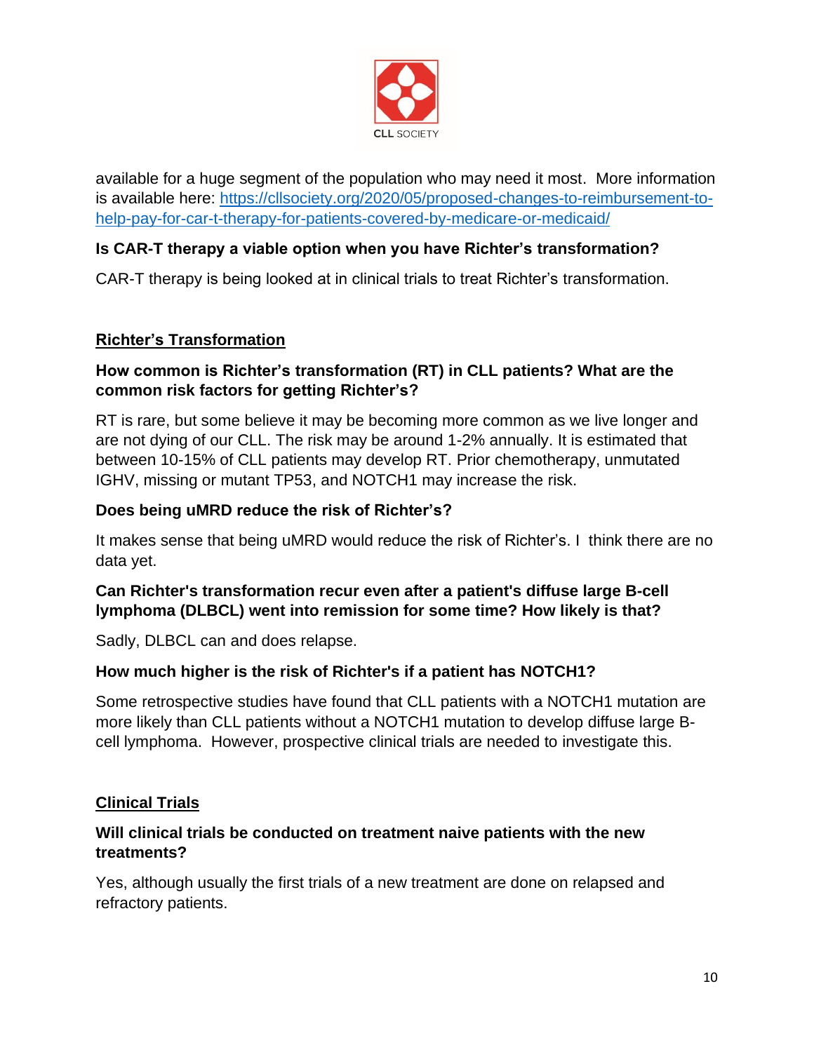available for a huge segment of the population who may need it most. More information is available here: [https://cllsociety.org/2020/05/proposed-changes-to-reimbursement-to-help-pay-for-car-t-therapy-for-patients-covered-by-medicare-or-medicaid/](https://cllsociety.org/2020/05/proposed-changes-to-reimbursement-to-help-pay-for-car-t-therapy-for-patients-covered-by-medicare-or-medicaid/)

**Is CAR-T therapy a viable option when you have Richter's transformation?**

CAR-T therapy is being looked at in clinical trials to treat Richter's transformation.

## Richter's Transformation

**How common is Richter's transformation (RT) in CLL patients? What are the common risk factors for getting Richter's?**

RT is rare, but some believe it may be becoming more common as we live longer and are not dying of our CLL. The risk may be around 1-2% annually. It is estimated that between 10-15% of CLL patients may develop RT. Prior chemotherapy, unmutated IGHV, missing or mutant TP53, and NOTCH1 may increase the risk.

**Does being uMRD reduce the risk of Richter's?**

It makes sense that being uMRD would reduce the risk of Richter's. I think there are no data yet.

**Can Richter's transformation recur even after a patient's diffuse large B-cell lymphoma (DLBCL) went into remission for some time? How likely is that?**

Sadly, DLBCL can and does relapse.

**How much higher is the risk of Richter's if a patient has NOTCH1?**

Some retrospective studies have found that CLL patients with a NOTCH1 mutation are more likely than CLL patients without a NOTCH1 mutation to develop diffuse large B-cell lymphoma. However, prospective clinical trials are needed to investigate this.

## Clinical Trials

**Will clinical trials be conducted on treatment naive patients with the new treatments?**

Yes, although usually the first trials of a new treatment are done on relapsed and refractory patients.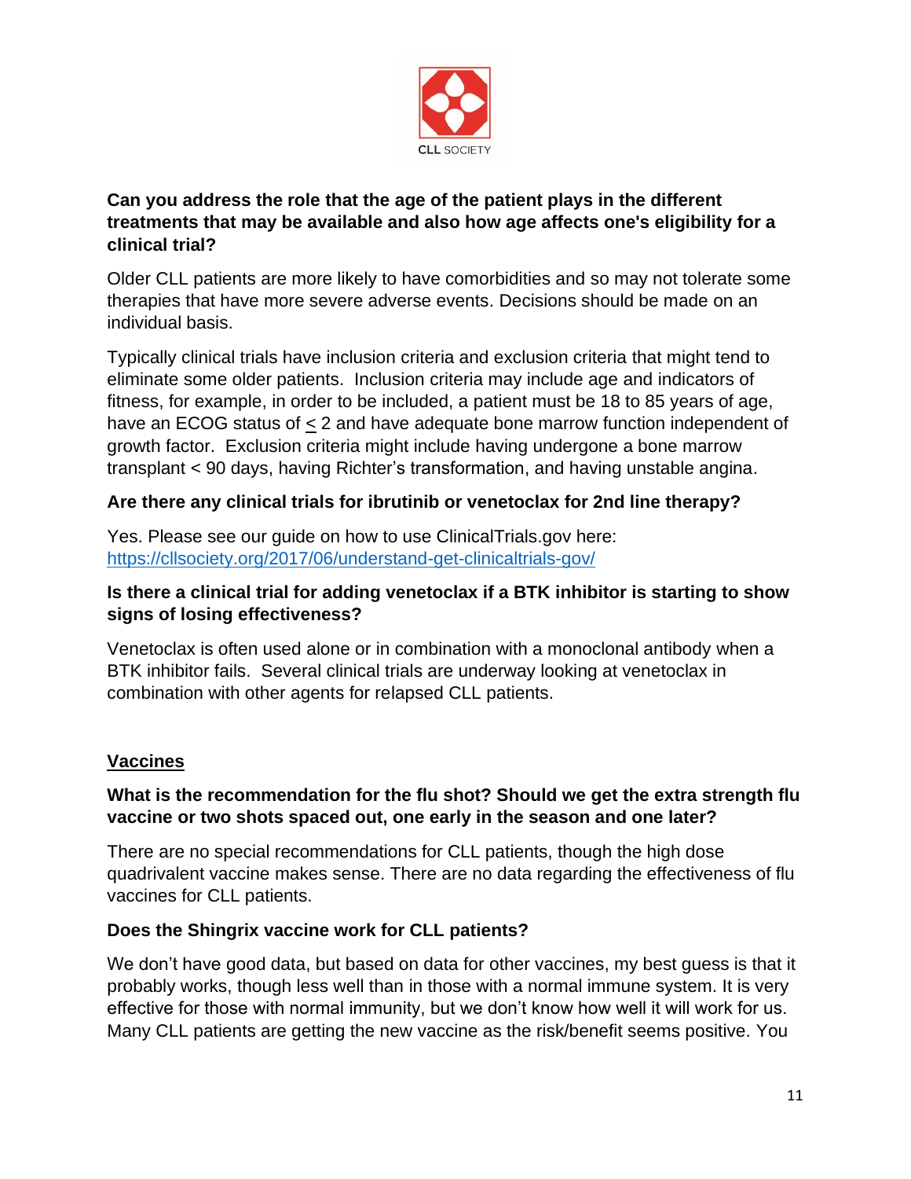**Can you address the role that the age of the patient plays in the different treatments that may be available and also how age affects one's eligibility for a clinical trial?**

Older CLL patients are more likely to have comorbidities and so may not tolerate some therapies that have more severe adverse events. Decisions should be made on an individual basis.

Typically clinical trials have inclusion criteria and exclusion criteria that might tend to eliminate some older patients. Inclusion criteria may include age and indicators of fitness, for example, in order to be included, a patient must be 18 to 85 years of age, have an ECOG status of ≤ 2 and have adequate bone marrow function independent of growth factor. Exclusion criteria might include having undergone a bone marrow transplant < 90 days, having Richter's transformation, and having unstable angina.

**Are there any clinical trials for ibrutinib or venetoclax for 2nd line therapy?**

Yes. Please see our guide on how to use ClinicalTrials.gov here: [https://cllsociety.org/2017/06/understand-get-clinicaltrials-gov/](https://cllsociety.org/2017/06/understand-get-clinicaltrials-gov/)

**Is there a clinical trial for adding venetoclax if a BTK inhibitor is starting to show signs of losing effectiveness?**

Venetoclax is often used alone or in combination with a monoclonal antibody when a BTK inhibitor fails. Several clinical trials are underway looking at venetoclax in combination with other agents for relapsed CLL patients.

## Vaccines

**What is the recommendation for the flu shot? Should we get the extra strength flu vaccine or two shots spaced out, one early in the season and one later?**

There are no special recommendations for CLL patients, though the high dose quadrivalent vaccine makes sense. There are no data regarding the effectiveness of flu vaccines for CLL patients.

**Does the Shingrix vaccine work for CLL patients?**

We don't have good data, but based on data for other vaccines, my best guess is that it probably works, though less well than in those with a normal immune system. It is very effective for those with normal immunity, but we don't know how well it will work for us. Many CLL patients are getting the new vaccine as the risk/benefit seems positive. You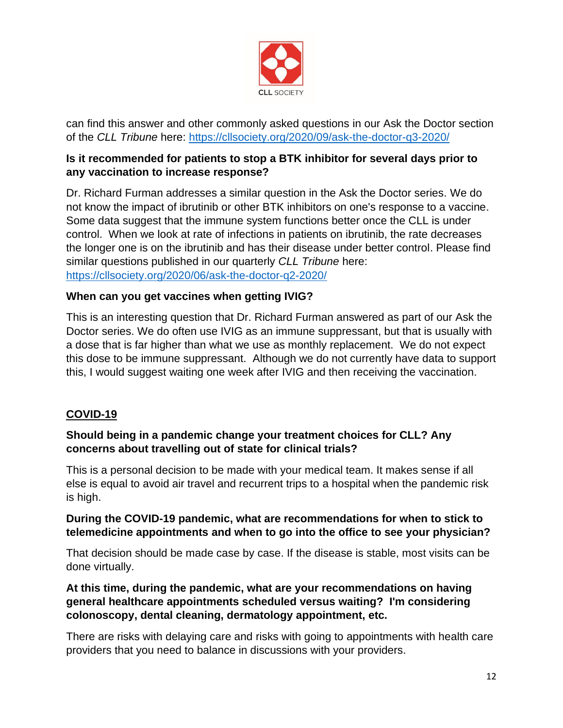can find this answer and other commonly asked questions in our Ask the Doctor section of the *CLL Tribune* here: https://cllsociety.org/2020/09/ask-the-doctor-q3-2020/

**Is it recommended for patients to stop a BTK inhibitor for several days prior to any vaccination to increase response?**

Dr. Richard Furman addresses a similar question in the Ask the Doctor series. We do not know the impact of ibrutinib or other BTK inhibitors on one's response to a vaccine. Some data suggest that the immune system functions better once the CLL is under control. When we look at rate of infections in patients on ibrutinib, the rate decreases the longer one is on the ibrutinib and has their disease under better control. Please find similar questions published in our quarterly *CLL Tribune* here: https://cllsociety.org/2020/06/ask-the-doctor-q2-2020/

**When can you get vaccines when getting IVIG?**

This is an interesting question that Dr. Richard Furman answered as part of our Ask the Doctor series. We do often use IVIG as an immune suppressant, but that is usually with a dose that is far higher than what we use as monthly replacement. We do not expect this dose to be immune suppressant. Although we do not currently have data to support this, I would suggest waiting one week after IVIG and then receiving the vaccination.

## COVID-19

**Should being in a pandemic change your treatment choices for CLL? Any concerns about travelling out of state for clinical trials?**

This is a personal decision to be made with your medical team. It makes sense if all else is equal to avoid air travel and recurrent trips to a hospital when the pandemic risk is high.

**During the COVID-19 pandemic, what are recommendations for when to stick to telemedicine appointments and when to go into the office to see your physician?**

That decision should be made case by case. If the disease is stable, most visits can be done virtually.

**At this time, during the pandemic, what are your recommendations on having general healthcare appointments scheduled versus waiting? I'm considering colonoscopy, dental cleaning, dermatology appointment, etc.**

There are risks with delaying care and risks with going to appointments with health care providers that you need to balance in discussions with your providers.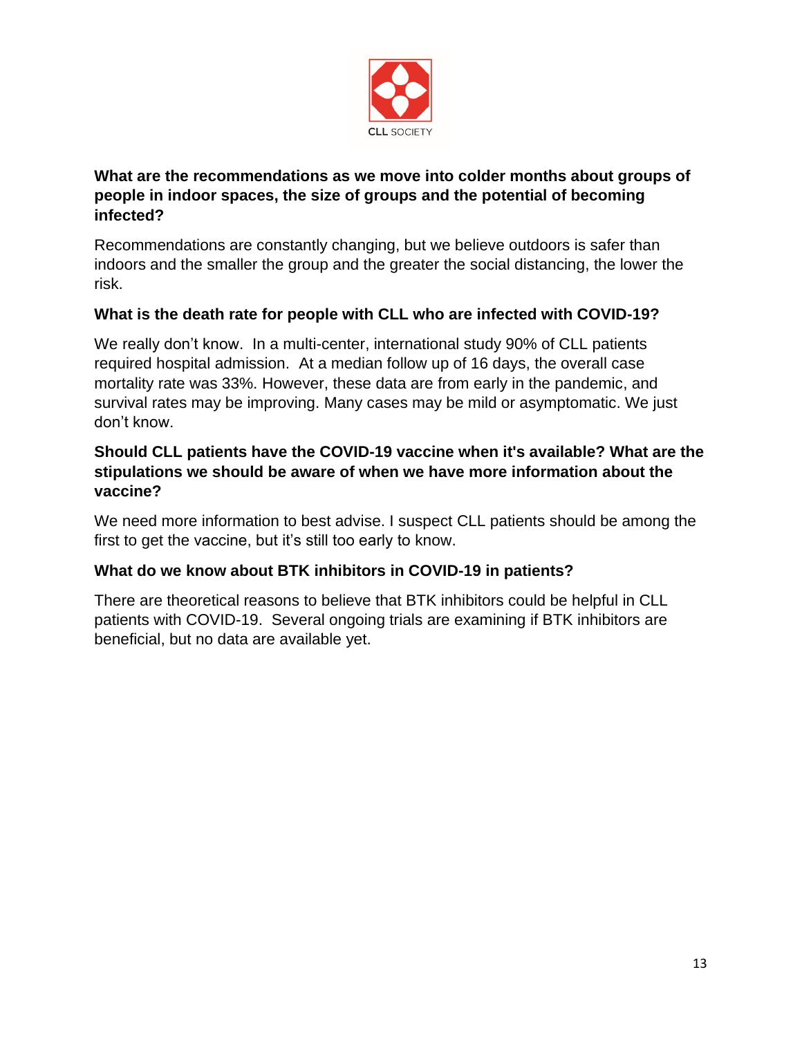**What are the recommendations as we move into colder months about groups of people in indoor spaces, the size of groups and the potential of becoming infected?**

Recommendations are constantly changing, but we believe outdoors is safer than indoors and the smaller the group and the greater the social distancing, the lower the risk.

**What is the death rate for people with CLL who are infected with COVID-19?**

We really don't know. In a multi-center, international study 90% of CLL patients required hospital admission. At a median follow up of 16 days, the overall case mortality rate was 33%. However, these data are from early in the pandemic, and survival rates may be improving. Many cases may be mild or asymptomatic. We just don't know.

**Should CLL patients have the COVID-19 vaccine when it's available? What are the stipulations we should be aware of when we have more information about the vaccine?**

We need more information to best advise. I suspect CLL patients should be among the first to get the vaccine, but it's still too early to know.

**What do we know about BTK inhibitors in COVID-19 in patients?**

There are theoretical reasons to believe that BTK inhibitors could be helpful in CLL patients with COVID-19. Several ongoing trials are examining if BTK inhibitors are beneficial, but no data are available yet.